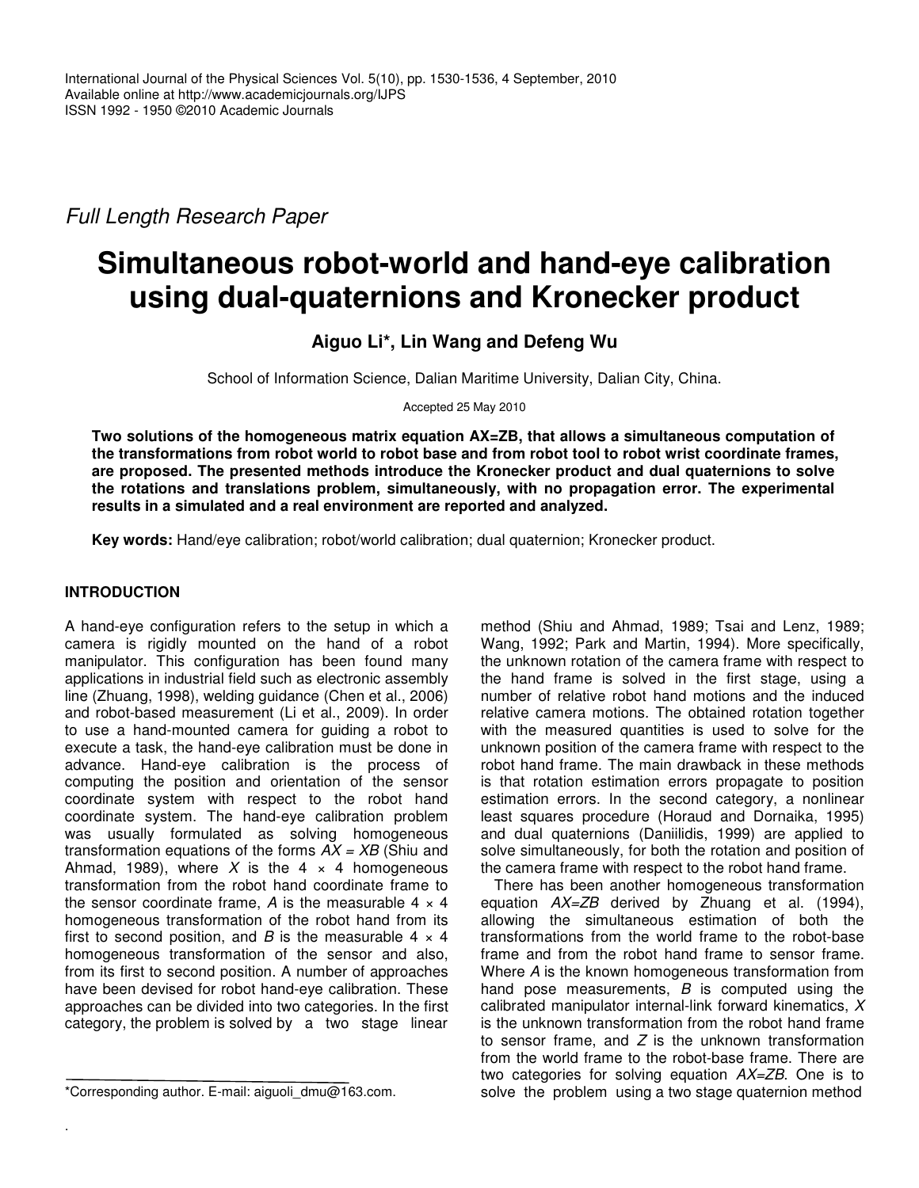Full Length Research Paper

# Simultaneous robot-world and hand-eye calibration using dual-quaternions and Kronecker product

**Aiguo Li*, Lin Wang and Defeng Wu**

School of Information Science, Dalian Maritime University, Dalian City, China.

Accepted 25 May 2010

**Two solutions of the homogeneous matrix equation AX=ZB, that allows a simultaneous computation of the transformations from robot world to robot base and from robot tool to robot wrist coordinate frames, are proposed. The presented methods introduce the Kronecker product and dual quaternions to solve the rotations and translations problem, simultaneously, with no propagation error. The experimental results in a simulated and a real environment are reported and analyzed.**

**Key words:** Hand/eye calibration; robot/world calibration; dual quaternion; Kronecker product.

## INTRODUCTION

A hand-eye configuration refers to the setup in which a camera is rigidly mounted on the hand of a robot manipulator. This configuration has been found many applications in industrial field such as electronic assembly line (Zhuang, 1998), welding guidance (Chen et al., 2006) and robot-based measurement (Li et al., 2009). In order to use a hand-mounted camera for guiding a robot to execute a task, the hand-eye calibration must be done in advance. Hand-eye calibration is the process of computing the position and orientation of the sensor coordinate system with respect to the robot hand coordinate system. The hand-eye calibration problem was usually formulated as solving homogeneous transformation equations of the forms $AX = XB$ (Shiu and Ahmad, 1989), where $X$ is the $4 \times 4$ homogeneous transformation from the robot hand coordinate frame to the sensor coordinate frame, $A$ is the measurable $4 \times 4$ homogeneous transformation of the robot hand from its first to second position, and $B$ is the measurable $4 \times 4$ homogeneous transformation of the sensor and also, from its first to second position. A number of approaches have been devised for robot hand-eye calibration. These approaches can be divided into two categories. In the first category, the problem is solved by a two stage linear method (Shiu and Ahmad, 1989; Tsai and Lenz, 1989; Wang, 1992; Park and Martin, 1994). More specifically, the unknown rotation of the camera frame with respect to the hand frame is solved in the first stage, using a number of relative robot hand motions and the induced relative camera motions. The obtained rotation together with the measured quantities is used to solve for the unknown position of the camera frame with respect to the robot hand frame. The main drawback in these methods is that rotation estimation errors propagate to position estimation errors. In the second category, a nonlinear least squares procedure (Horaud and Dornaika, 1995) and dual quaternions (Daniilidis, 1999) are applied to solve simultaneously, for both the rotation and position of the camera frame with respect to the robot hand frame.

There has been another homogeneous transformation equation $AX=ZB$ derived by Zhuang et al. (1994), allowing the simultaneous estimation of both the transformations from the world frame to the robot-base frame and from the robot hand frame to sensor frame. Where $A$ is the known homogeneous transformation from hand pose measurements, $B$ is computed using the calibrated manipulator internal-link forward kinematics, $X$ is the unknown transformation from the robot hand frame to sensor frame, and $Z$ is the unknown transformation from the world frame to the robot-base frame. There are two categories for solving equation $AX=ZB$. One is to solve the problem using a two stage quaternion method

*Corresponding author. E-mail: aiguoli_dmu@163.com.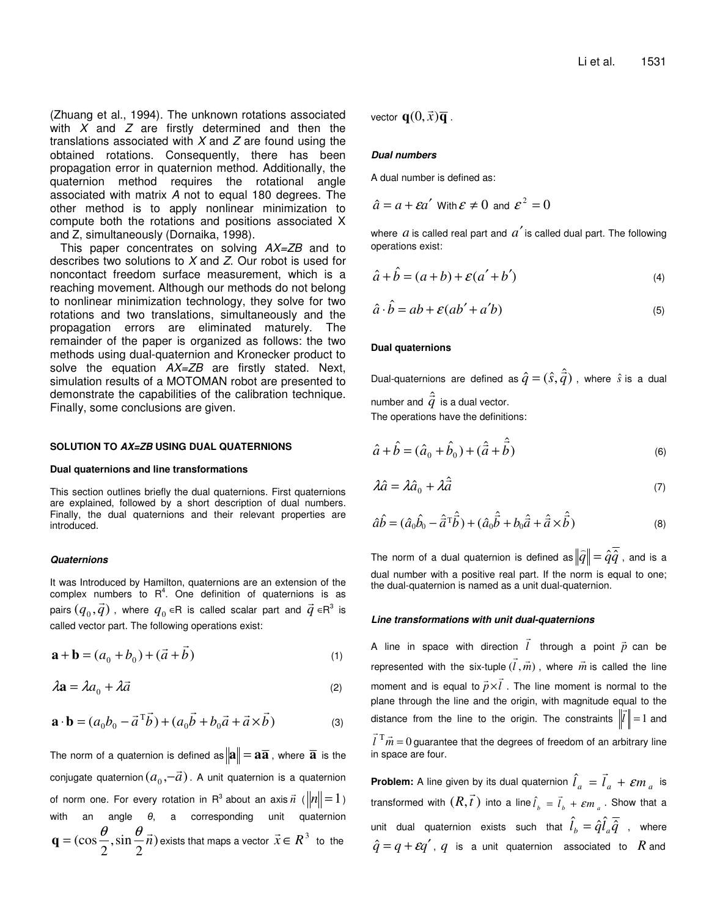(Zhuang et al., 1994). The unknown rotations associated with *X* and *Z* are firstly determined and then the translations associated with *X* and *Z* are found using the obtained rotations. Consequently, there has been propagation error in quaternion method. Additionally, the quaternion method requires the rotational angle associated with matrix *A* not to equal 180 degrees. The other method is to apply nonlinear minimization to compute both the rotations and positions associated X and Z, simultaneously (Dornaika, 1998).

This paper concentrates on solving *AX=ZB* and to describes two solutions to *X* and *Z*. Our robot is used for noncontact freedom surface measurement, which is a reaching movement. Although our methods do not belong to nonlinear minimization technology, they solve for two rotations and two translations, simultaneously and the propagation errors are eliminated maturely. The remainder of the paper is organized as follows: the two methods using dual-quaternion and Kronecker product to solve the equation *AX=ZB* are firstly stated. Next, simulation results of a MOTOMAN robot are presented to demonstrate the capabilities of the calibration technique. Finally, some conclusions are given.

## SOLUTION TO *AX=ZB* USING DUAL QUATERNIONS

### Dual quaternions and line transformations

This section outlines briefly the dual quaternions. First quaternions are explained, followed by a short description of dual numbers. Finally, the dual quaternions and their relevant properties are introduced.

#### *Quaternions*

It was Introduced by Hamilton, quaternions are an extension of the complex numbers to $R^4$. One definition of quaternions is as pairs $(q_0, \vec{q})$, where $q_0 \in R$ is called scalar part and $\vec{q} \in R^3$ is called vector part. The following operations exist:

$$\mathbf{a} + \mathbf{b} = (a_0 + b_0) + (\vec{a} + \vec{b}) \tag{1}$$

$$\lambda \mathbf{a} = \lambda a_0 + \lambda \vec{a} \tag{2}$$

$$\mathbf{a} \cdot \mathbf{b} = (a_0 b_0 - \vec{a}^{\mathrm{T}} \vec{b}) + (a_0 \vec{b} + b_0 \vec{a} + \vec{a} \times \vec{b}) \tag{3}$$

The norm of a quaternion is defined as $\|\mathbf{a}\| = \mathbf{a}\overline{\mathbf{a}}$, where $\overline{\mathbf{a}}$ is the conjugate quaternion $(a_0, -\vec{a})$. A unit quaternion is a quaternion of norm one. For every rotation in $R^3$ about an axis $\vec{n}$ ($\|n\| = 1$) with an angle $\theta$, a corresponding unit quaternion $\mathbf{q} = (\cos\frac{\theta}{2}, \sin\frac{\theta}{2}\vec{n})$ exists that maps a vector $\vec{x} \in R^3$ to the vector $\mathbf{q}(0, \vec{x})\overline{\mathbf{q}}$.

#### *Dual numbers*

A dual number is defined as:

$$\hat{a} = a + \varepsilon a' \quad \text{With } \varepsilon \neq 0 \text{ and } \varepsilon^2 = 0$$

where $a$ is called real part and $a'$ is called dual part. The following operations exist:

$$\hat{a} + \hat{b} = (a + b) + \varepsilon(a' + b') \tag{4}$$

$$\hat{a} \cdot \hat{b} = ab + \varepsilon(ab' + a'b) \tag{5}$$

#### Dual quaternions

Dual-quaternions are defined as $\hat{q} = (\hat{s}, \hat{\vec{q}})$, where $\hat{s}$ is a dual number and $\hat{\vec{q}}$ is a dual vector.
The operations have the definitions:

$$\hat{a} + \hat{b} = (\hat{a}_0 + \hat{b}_0) + (\hat{\vec{a}} + \hat{\vec{b}}) \tag{6}$$

$$\lambda \hat{a} = \lambda \hat{a}_0 + \lambda \hat{\vec{a}} \tag{7}$$

$$\hat{a}\hat{b} = (\hat{a}_0 \hat{b}_0 - \hat{\vec{a}}^{\mathrm{T}} \hat{\vec{b}}) + (\hat{a}_0 \hat{\vec{b}} + b_0 \hat{\vec{a}} + \hat{\vec{a}} \times \hat{\vec{b}}) \tag{8}$$

The norm of a dual quaternion is defined as $\|\hat{q}\| = \hat{q}\overline{\hat{q}}$, and is a dual number with a positive real part. If the norm is equal to one; the dual-quaternion is named as a unit dual-quaternion.

#### *Line transformations with unit dual-quaternions*

A line in space with direction $\vec{l}$ through a point $\vec{p}$ can be represented with the six-tuple $(\vec{l}, \vec{m})$, where $\vec{m}$ is called the line moment and is equal to $\vec{p} \times \vec{l}$. The line moment is normal to the plane through the line and the origin, with magnitude equal to the distance from the line to the origin. The constraints $\|\vec{l}\| = 1$ and $\vec{l}^{\mathrm{T}} \vec{m} = 0$ guarantee that the degrees of freedom of an arbitrary line in space are four.

**Problem:** A line given by its dual quaternion $\hat{l}_a = \vec{l}_a + \varepsilon m_a$ is transformed with $(R, \vec{t})$ into a line $\hat{l}_b = \vec{l}_b + \varepsilon m_a$. Show that a unit dual quaternion exists such that $\hat{l}_b = \hat{q}\hat{l}_a\overline{\hat{q}}$, where $\hat{q} = q + \varepsilon q'$, $q$ is a unit quaternion associated to $R$ and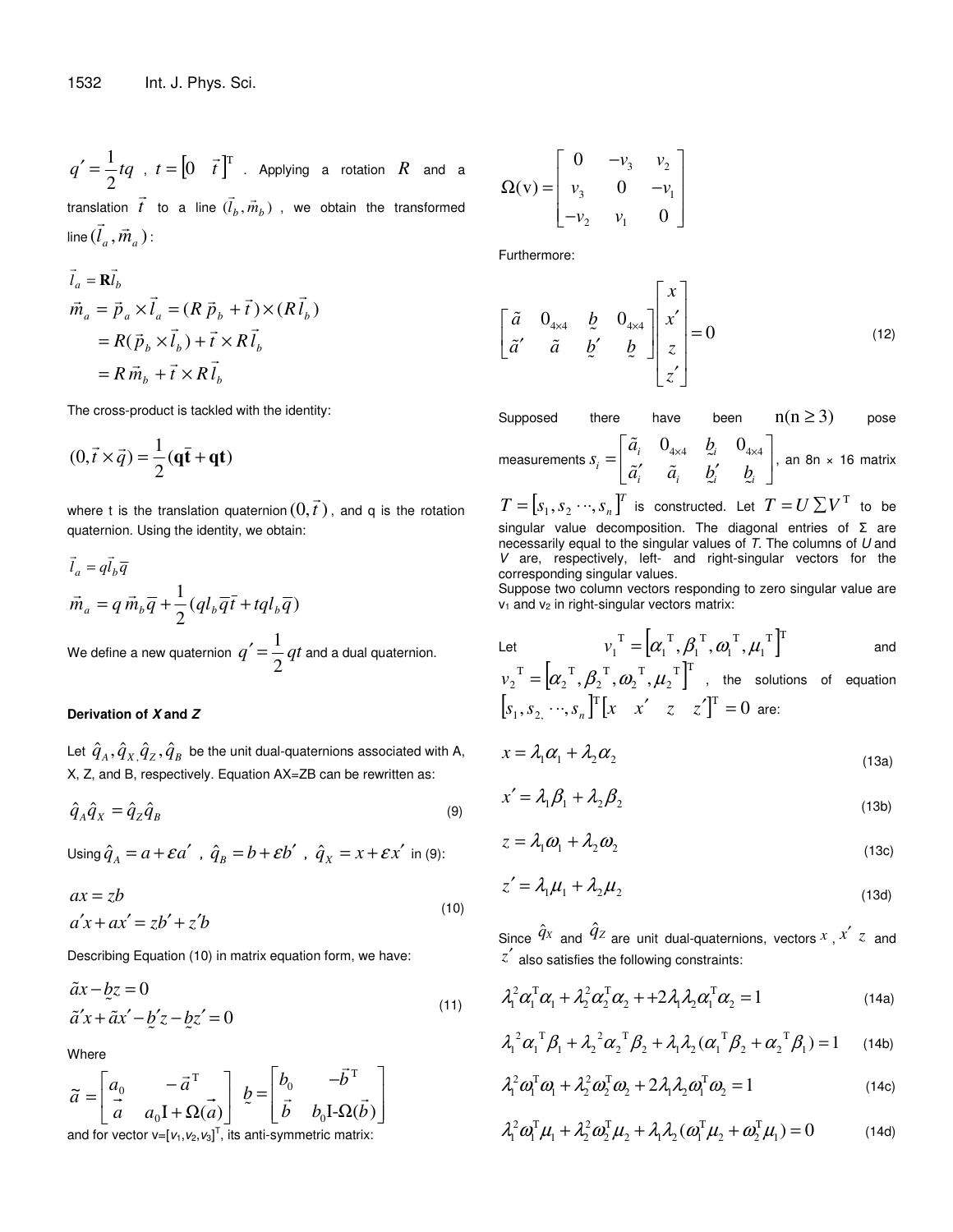$q' = \frac{1}{2}tq$ , $t = [0 \quad \vec{t}]^{\mathrm{T}}$ . Applying a rotation $R$ and a translation $\vec{t}$ to a line $(\vec{l}_b, \vec{m}_b)$ , we obtain the transformed line $(\vec{l}_a, \vec{m}_a)$ :

$$
\begin{aligned}
\vec{l}_a &= \mathbf{R}\vec{l}_b \\
\vec{m}_a &= \vec{p}_a \times \vec{l}_a = (R\,\vec{p}_b + \vec{t}) \times (R\vec{l}_b) \\
&= R(\vec{p}_b \times \vec{l}_b) + \vec{t} \times R\vec{l}_b \\
&= R\,\vec{m}_b + \vec{t} \times R\vec{l}_b
\end{aligned}
$$

The cross-product is tackled with the identity:

$$
(0, \vec{t} \times \vec{q}) = \frac{1}{2}(\mathbf{q}\bar{\mathbf{t}} + \mathbf{q}\mathbf{t})
$$

where t is the translation quaternion $(0, \vec{t})$ , and q is the rotation quaternion. Using the identity, we obtain:

$$
\begin{aligned}
\vec{l}_a &= q\vec{l}_b\bar{q} \\
\vec{m}_a &= q\,\vec{m}_b\bar{q} + \frac{1}{2}(ql_b\bar{q}\bar{t} + tql_b\bar{q})
\end{aligned}
$$

We define a new quaternion $q' = \frac{1}{2}qt$ and a dual quaternion.

### Derivation of *X* and *Z*

Let $\hat{q}_A, \hat{q}_X, \hat{q}_Z, \hat{q}_B$ be the unit dual-quaternions associated with A, X, Z, and B, respectively. Equation AX=ZB can be rewritten as:

$$
\hat{q}_A\hat{q}_X = \hat{q}_Z\hat{q}_B \tag{9}
$$

Using $\hat{q}_A = a + \varepsilon a'$ , $\hat{q}_B = b + \varepsilon b'$ , $\hat{q}_X = x + \varepsilon x'$ in (9):

$$
\begin{aligned}
ax &= zb \\
a'x + ax' &= zb' + z'b
\end{aligned} \tag{10}
$$

Describing Equation (10) in matrix equation form, we have:

$$
\begin{aligned}
\tilde{a}x - \underset{\sim}{b}z &= 0 \\
\tilde{a}'x + \tilde{a}x' - \underset{\sim}{b}'z - \underset{\sim}{b}z' &= 0
\end{aligned} \tag{11}
$$

Where

$$
\tilde{a} = \begin{bmatrix} a_0 & -\vec{a}^{\mathrm{T}} \\ \vec{a} & a_0\mathrm{I} + \Omega(\vec{a}) \end{bmatrix} \quad \underset{\sim}{b} = \begin{bmatrix} b_0 & -\vec{b}^{\mathrm{T}} \\ \vec{b} & b_0\mathrm{I} - \Omega(\vec{b}) \end{bmatrix}
$$

and for vector $v = [v_1, v_2, v_3]^{\mathrm{T}}$, its anti-symmetric matrix:

$$
\Omega(\mathrm{v}) = \begin{bmatrix} 0 & -v_3 & v_2 \\ v_3 & 0 & -v_1 \\ -v_2 & v_1 & 0 \end{bmatrix}
$$

Furthermore:

$$
\begin{bmatrix} \tilde{a} & 0_{4\times4} & \underset{\sim}{b} & 0_{4\times4} \\ \tilde{a}' & \tilde{a} & \underset{\sim}{b}' & \underset{\sim}{b} \end{bmatrix} \begin{bmatrix} x \\ x' \\ z \\ z' \end{bmatrix} = 0 \tag{12}
$$

Supposed there have been $\mathrm{n}(\mathrm{n} \geq 3)$ pose measurements $s_i = \begin{bmatrix} \tilde{a}_i & 0_{4\times4} & \underset{\sim}{b}_i & 0_{4\times4} \\ \tilde{a}'_i & \tilde{a}_i & \underset{\sim}{b}'_i & \underset{\sim}{b}_i \end{bmatrix}$, an 8n × 16 matrix $T = [s_1, s_2 \cdots, s_n]^T$ is constructed. Let $T = U\sum V^{\mathrm{T}}$ to be singular value decomposition. The diagonal entries of Σ are necessarily equal to the singular values of *T*. The columns of *U* and *V* are, respectively, left- and right-singular vectors for the corresponding singular values.

Suppose two column vectors responding to zero singular value are $v_1$ and $v_2$ in right-singular vectors matrix:

Let $v_1^{\mathrm{T}} = [\alpha_1^{\mathrm{T}}, \beta_1^{\mathrm{T}}, \omega_1^{\mathrm{T}}, \mu_1^{\mathrm{T}}]^{\mathrm{T}}$ and $v_2^{\mathrm{T}} = [\alpha_2^{\mathrm{T}}, \beta_2^{\mathrm{T}}, \omega_2^{\mathrm{T}}, \mu_2^{\mathrm{T}}]^{\mathrm{T}}$ , the solutions of equation $[s_1, s_2, \cdots, s_n]^{\mathrm{T}}[x \quad x' \quad z \quad z']^{\mathrm{T}} = 0$ are:

$$
x = \lambda_1\alpha_1 + \lambda_2\alpha_2 \tag{13a}
$$

$$
x' = \lambda_1\beta_1 + \lambda_2\beta_2 \tag{13b}
$$

$$
z = \lambda_1\omega_1 + \lambda_2\omega_2 \tag{13c}
$$

$$
z' = \lambda_1\mu_1 + \lambda_2\mu_2 \tag{13d}
$$

Since $\hat{q}_X$ and $\hat{q}_Z$ are unit dual-quaternions, vectors $x$ , $x'$ $z$ and $z'$ also satisfies the following constraints:

$$
\lambda_1^2\alpha_1^{\mathrm{T}}\alpha_1 + \lambda_2^2\alpha_2^{\mathrm{T}}\alpha_2 + +2\lambda_1\lambda_2\alpha_1^{\mathrm{T}}\alpha_2 = 1 \tag{14a}
$$

$$
\lambda_1^2\alpha_1^{\mathrm{T}}\beta_1 + \lambda_2^2\alpha_2^{\mathrm{T}}\beta_2 + \lambda_1\lambda_2(\alpha_1^{\mathrm{T}}\beta_2 + \alpha_2^{\mathrm{T}}\beta_1) = 1 \tag{14b}
$$

$$
\lambda_1^2\omega_1^{\mathrm{T}}\omega_1 + \lambda_2^2\omega_2^{\mathrm{T}}\omega_2 + 2\lambda_1\lambda_2\omega_1^{\mathrm{T}}\omega_2 = 1 \tag{14c}
$$

$$
\lambda_1^2\omega_1^{\mathrm{T}}\mu_1 + \lambda_2^2\omega_2^{\mathrm{T}}\mu_2 + \lambda_1\lambda_2(\omega_1^{\mathrm{T}}\mu_2 + \omega_2^{\mathrm{T}}\mu_1) = 0 \tag{14d}
$$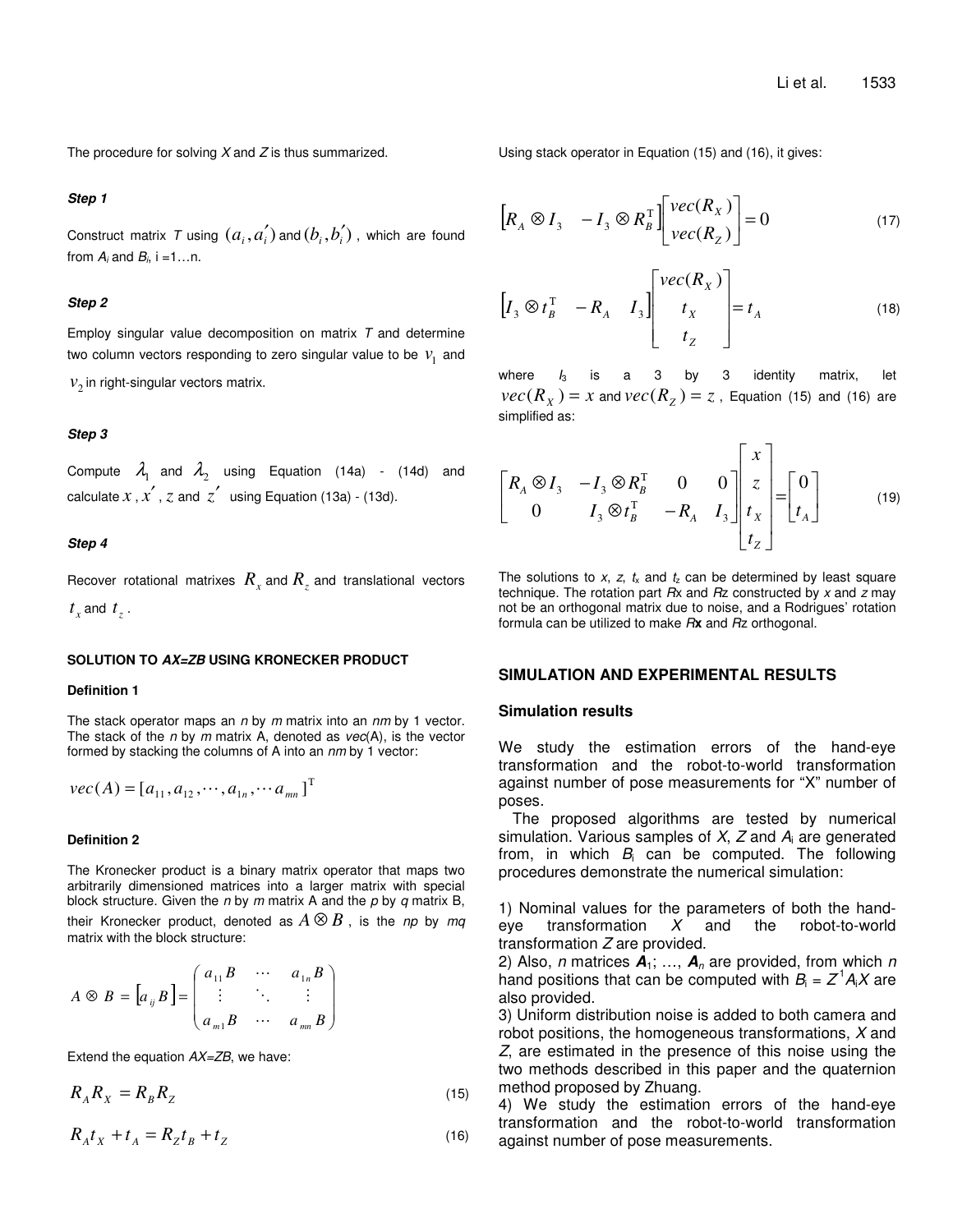The procedure for solving $X$ and $Z$ is thus summarized.

***Step 1***

Construct matrix $T$ using $(a_i, a_i')$ and $(b_i, b_i')$, which are found from $A_i$ and $B_i$, i =1…n.

***Step 2***

Employ singular value decomposition on matrix $T$ and determine two column vectors responding to zero singular value to be $v_1$ and $v_2$ in right-singular vectors matrix.

***Step 3***

Compute $\lambda_1$ and $\lambda_2$ using Equation (14a) - (14d) and calculate $x$, $x'$, $z$ and $z'$ using Equation (13a) - (13d).

***Step 4***

Recover rotational matrixes $R_x$ and $R_z$ and translational vectors $t_x$ and $t_z$.

## SOLUTION TO *AX=ZB* USING KRONECKER PRODUCT

### Definition 1

The stack operator maps an $n$ by $m$ matrix into an $nm$ by 1 vector. The stack of the $n$ by $m$ matrix A, denoted as *vec*(A), is the vector formed by stacking the columns of A into an $nm$ by 1 vector:

$$vec(A) = [a_{11}, a_{12}, \cdots, a_{1n}, \cdots a_{mn}]^{\mathrm{T}}$$

### Definition 2

The Kronecker product is a binary matrix operator that maps two arbitrarily dimensioned matrices into a larger matrix with special block structure. Given the $n$ by $m$ matrix A and the $p$ by $q$ matrix B, their Kronecker product, denoted as $A \otimes B$, is the $np$ by $mq$ matrix with the block structure:

$$A \otimes B = \left[a_{ij} B\right] = \begin{pmatrix} a_{11}B & \cdots & a_{1n}B \\ \vdots & \ddots & \vdots \\ a_{m1}B & \cdots & a_{mn}B \end{pmatrix}$$

Extend the equation $AX=ZB$, we have:

$$R_A R_X = R_B R_Z \tag{15}$$

$$R_A t_X + t_A = R_Z t_B + t_Z \tag{16}$$

Using stack operator in Equation (15) and (16), it gives:

$$\begin{bmatrix} R_A \otimes I_3 & -I_3 \otimes R_B^{\mathrm{T}} \end{bmatrix} \begin{bmatrix} vec(R_X) \\ vec(R_Z) \end{bmatrix} = 0 \tag{17}$$

$$\begin{bmatrix} I_3 \otimes t_B^{\mathrm{T}} & -R_A & I_3 \end{bmatrix} \begin{bmatrix} vec(R_X) \\ t_X \\ t_Z \end{bmatrix} = t_A \tag{18}$$

where $I_3$ is a 3 by 3 identity matrix, let $vec(R_X) = x$ and $vec(R_Z) = z$, Equation (15) and (16) are simplified as:

$$\begin{bmatrix} R_A \otimes I_3 & -I_3 \otimes R_B^{\mathrm{T}} & 0 & 0 \\ 0 & I_3 \otimes t_B^{\mathrm{T}} & -R_A & I_3 \end{bmatrix} \begin{bmatrix} x \\ z \\ t_X \\ t_Z \end{bmatrix} = \begin{bmatrix} 0 \\ t_A \end{bmatrix} \tag{19}$$

The solutions to $x$, $z$, $t_x$ and $t_z$ can be determined by least square technique. The rotation part $Rx$ and $Rz$ constructed by $x$ and $z$ may not be an orthogonal matrix due to noise, and a Rodrigues' rotation formula can be utilized to make $R$**x** and $R$z orthogonal.

## SIMULATION AND EXPERIMENTAL RESULTS

### Simulation results

We study the estimation errors of the hand-eye transformation and the robot-to-world transformation against number of pose measurements for "X" number of poses.

The proposed algorithms are tested by numerical simulation. Various samples of $X$, $Z$ and $A_i$ are generated from, in which $B_i$ can be computed. The following procedures demonstrate the numerical simulation:

1) Nominal values for the parameters of both the hand-eye transformation $X$ and the robot-to-world transformation $Z$ are provided.
2) Also, $n$ matrices $\boldsymbol{A}_1$; …, $\boldsymbol{A}_n$ are provided, from which $n$ hand positions that can be computed with $B_i = Z^{1}A_iX$ are also provided.
3) Uniform distribution noise is added to both camera and robot positions, the homogeneous transformations, $X$ and $Z$, are estimated in the presence of this noise using the two methods described in this paper and the quaternion method proposed by Zhuang.
4) We study the estimation errors of the hand-eye transformation and the robot-to-world transformation against number of pose measurements.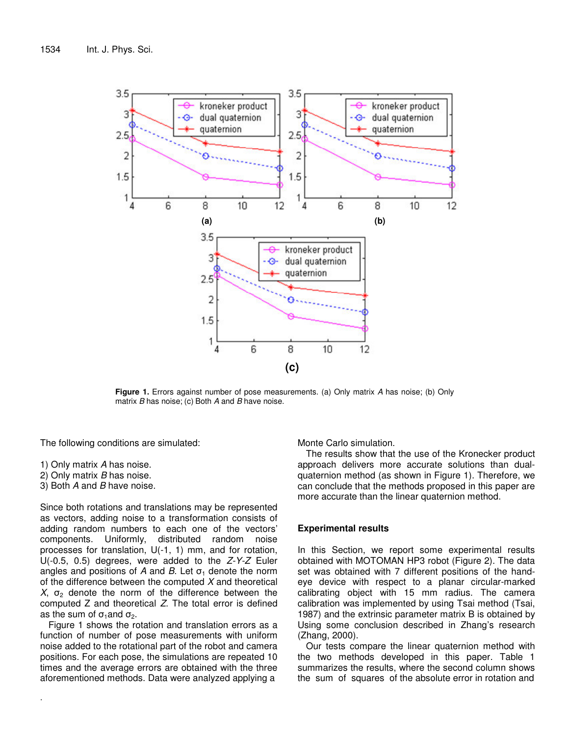**Figure 1.** Errors against number of pose measurements. (a) Only matrix *A* has noise; (b) Only matrix *B* has noise; (c) Both *A* and *B* have noise.

The following conditions are simulated:

1) Only matrix *A* has noise.
2) Only matrix *B* has noise.
3) Both *A* and *B* have noise.

Since both rotations and translations may be represented as vectors, adding noise to a transformation consists of adding random numbers to each one of the vectors' components. Uniformly, distributed random noise processes for translation, U(-1, 1) mm, and for rotation, U(-0.5, 0.5) degrees, were added to the *Z-Y-Z* Euler angles and positions of *A* and *B*. Let $\sigma_1$ denote the norm of the difference between the computed *X* and theoretical *X*, $\sigma_2$ denote the norm of the difference between the computed Z and theoretical *Z*. The total error is defined as the sum of $\sigma_1$ and $\sigma_2$.

Figure 1 shows the rotation and translation errors as a function of number of pose measurements with uniform noise added to the rotational part of the robot and camera positions. For each pose, the simulations are repeated 10 times and the average errors are obtained with the three aforementioned methods. Data were analyzed applying a Monte Carlo simulation.

The results show that the use of the Kronecker product approach delivers more accurate solutions than dual-quaternion method (as shown in Figure 1). Therefore, we can conclude that the methods proposed in this paper are more accurate than the linear quaternion method.

## Experimental results

In this Section, we report some experimental results obtained with MOTOMAN HP3 robot (Figure 2). The data set was obtained with 7 different positions of the hand-eye device with respect to a planar circular-marked calibrating object with 15 mm radius. The camera calibration was implemented by using Tsai method (Tsai, 1987) and the extrinsic parameter matrix B is obtained by Using some conclusion described in Zhang's research (Zhang, 2000).

Our tests compare the linear quaternion method with the two methods developed in this paper. Table 1 summarizes the results, where the second column shows the sum of squares of the absolute error in rotation and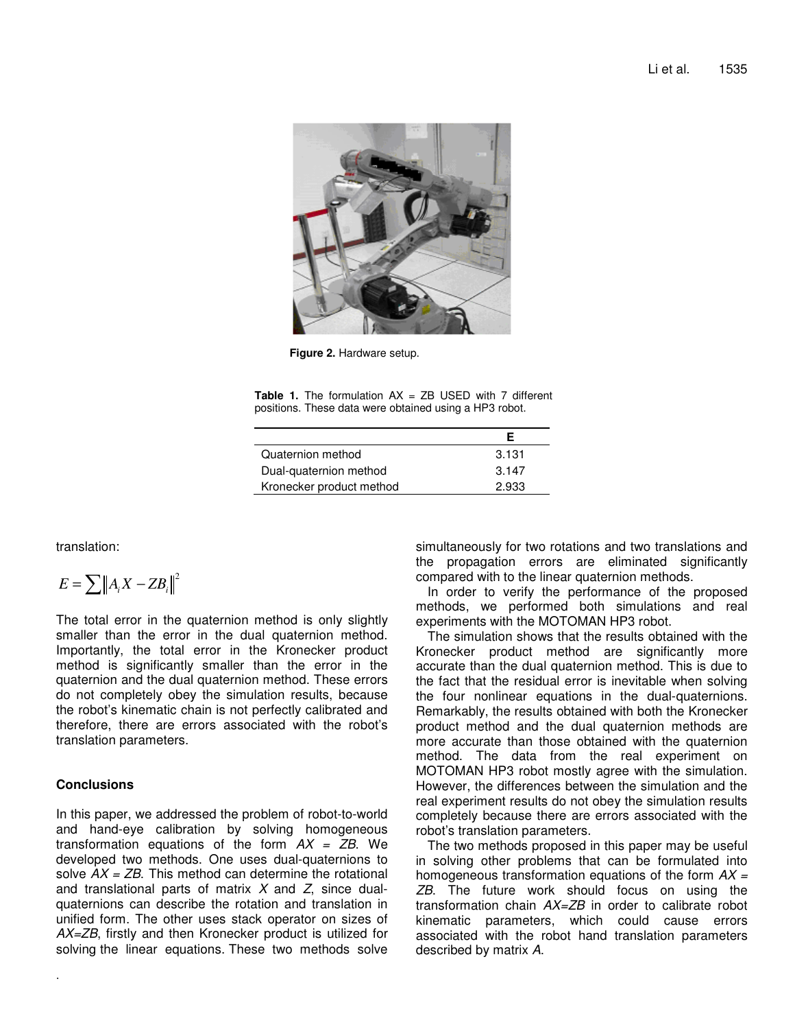Figure 2. Hardware setup.

**Table 1.** The formulation AX = ZB USED with 7 different positions. These data were obtained using a HP3 robot.

| | E |
|---|---|
| Quaternion method | 3.131 |
| Dual-quaternion method | 3.147 |
| Kronecker product method | 2.933 |

translation:

$$E = \sum \left\| A_i X - Z B_i \right\|^2$$

The total error in the quaternion method is only slightly smaller than the error in the dual quaternion method. Importantly, the total error in the Kronecker product method is significantly smaller than the error in the quaternion and the dual quaternion method. These errors do not completely obey the simulation results, because the robot's kinematic chain is not perfectly calibrated and therefore, there are errors associated with the robot's translation parameters.

## Conclusions

In this paper, we addressed the problem of robot-to-world and hand-eye calibration by solving homogeneous transformation equations of the form $AX = ZB$. We developed two methods. One uses dual-quaternions to solve $AX = ZB$. This method can determine the rotational and translational parts of matrix $X$ and $Z$, since dual-quaternions can describe the rotation and translation in unified form. The other uses stack operator on sizes of $AX=ZB$, firstly and then Kronecker product is utilized for solving the linear equations. These two methods solve simultaneously for two rotations and two translations and the propagation errors are eliminated significantly compared with to the linear quaternion methods.

In order to verify the performance of the proposed methods, we performed both simulations and real experiments with the MOTOMAN HP3 robot.

The simulation shows that the results obtained with the Kronecker product method are significantly more accurate than the dual quaternion method. This is due to the fact that the residual error is inevitable when solving the four nonlinear equations in the dual-quaternions. Remarkably, the results obtained with both the Kronecker product method and the dual quaternion methods are more accurate than those obtained with the quaternion method. The data from the real experiment on MOTOMAN HP3 robot mostly agree with the simulation. However, the differences between the simulation and the real experiment results do not obey the simulation results completely because there are errors associated with the robot's translation parameters.

The two methods proposed in this paper may be useful in solving other problems that can be formulated into homogeneous transformation equations of the form $AX = ZB$. The future work should focus on using the transformation chain $AX=ZB$ in order to calibrate robot kinematic parameters, which could cause errors associated with the robot hand translation parameters described by matrix $A$.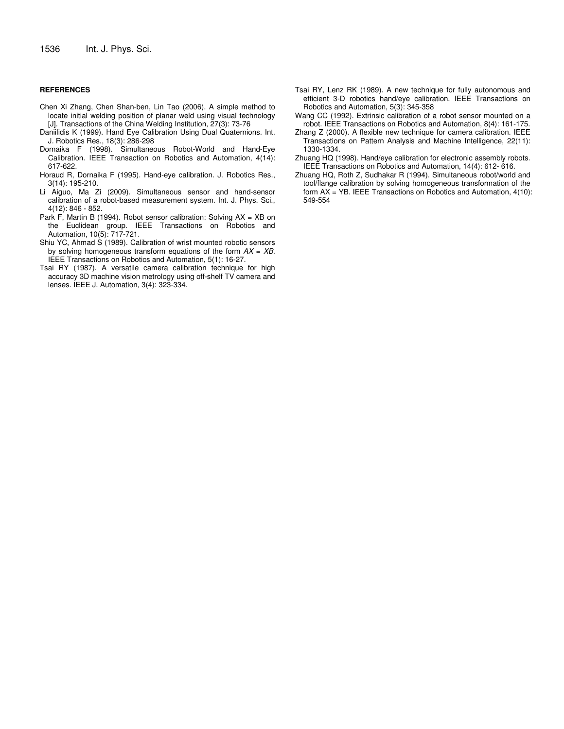## REFERENCES

Chen Xi Zhang, Chen Shan-ben, Lin Tao (2006). A simple method to locate initial welding position of planar weld using visual technology [J]. Transactions of the China Welding Institution, 27(3): 73-76

Daniilidis K (1999). Hand Eye Calibration Using Dual Quaternions. Int. J. Robotics Res., 18(3): 286-298

Dornaika F (1998). Simultaneous Robot-World and Hand-Eye Calibration. IEEE Transaction on Robotics and Automation, 4(14): 617-622.

Horaud R, Dornaika F (1995). Hand-eye calibration. J. Robotics Res., 3(14): 195-210.

Li Aiguo, Ma Zi (2009). Simultaneous sensor and hand-sensor calibration of a robot-based measurement system. Int. J. Phys. Sci., 4(12): 846 - 852.

Park F, Martin B (1994). Robot sensor calibration: Solving AX = XB on the Euclidean group. IEEE Transactions on Robotics and Automation, 10(5): 717-721.

Shiu YC, Ahmad S (1989). Calibration of wrist mounted robotic sensors by solving homogeneous transform equations of the form $AX = XB$. IEEE Transactions on Robotics and Automation, 5(1): 16-27.

Tsai RY (1987). A versatile camera calibration technique for high accuracy 3D machine vision metrology using off-shelf TV camera and lenses. IEEE J. Automation, 3(4): 323-334.

Tsai RY, Lenz RK (1989). A new technique for fully autonomous and efficient 3-D robotics hand/eye calibration. IEEE Transactions on Robotics and Automation, 5(3): 345-358

Wang CC (1992). Extrinsic calibration of a robot sensor mounted on a robot. IEEE Transactions on Robotics and Automation, 8(4): 161-175.

Zhang Z (2000). A flexible new technique for camera calibration. IEEE Transactions on Pattern Analysis and Machine Intelligence, 22(11): 1330-1334.

Zhuang HQ (1998). Hand/eye calibration for electronic assembly robots. IEEE Transactions on Robotics and Automation, 14(4): 612- 616.

Zhuang HQ, Roth Z, Sudhakar R (1994). Simultaneous robot/world and tool/flange calibration by solving homogeneous transformation of the form AX = YB. IEEE Transactions on Robotics and Automation, 4(10): 549-554